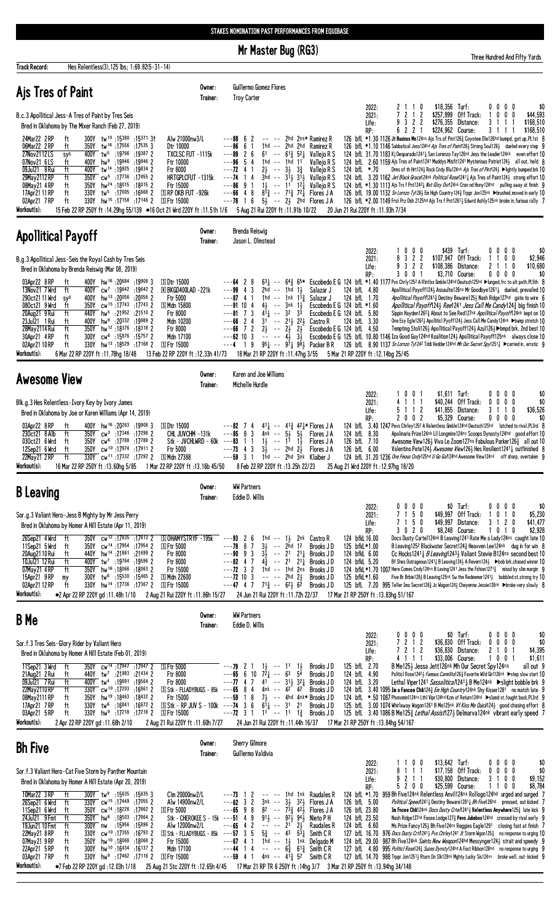STAKES NOMINATION PAST PERFORMANCES FROM EQUIBASE

# Mr Master Bug (RG3)

Three Hundred And Fifty Yards

**Track Record:** Hes Relentless(3),125 lbs; 1:69.82(5-31-14)

## Ajs Tres of Paint

Owner: Guillermo Gomez Flores
Trainer: Troy Carter

B.c.3 Apollitical Jess-A Tres of Paint by Tres Seis
Bred in Oklahoma by The Mixer Ranch (Feb 27, 2019)

| | | | | | |
|---|---|---|---|---|---|
| 2022: | 2 1 1 0 | $18,356 | Turf: | 0 0 0 0 | $0 |
| 2021: | 7 2 1 2 | $257,999 | Off Track: | 1 0 0 0 | $44,593 |
| Life: | 9 3 2 2 | $276,355 | Distance: | 3 1 1 1 | $168,510 |
| RP: | 6 2 2 1 | $224,962 | Course: | 3 1 1 1 | $168,510 |

```
24Mar22 2RP   ft  300Y tw10 :15380 :15371 3† Alw 21000nw3/L   ---88 6 2  -- -- 2hd 2ns* Ramirez R   126 bfL *1.10 1126 Jt Businss Mn126ns Ajs Trs of Pint126½ Coyotee Dle126hd bumpd, got up,PL1st 8
06Mar22 2RP   ft  350Y tw16 :17556 :17535 3  Dtr 10000       ---86 6 1  1hd -- 2hd 2hd Ramirez R   126 bfL *1.10 1146 Sabbatical Jess124hd Ajs Tres of Paint126½ Strong Soul126½ dueled every step 9
27Nov21 12LS  sys 400Y tw5 :19766 :19387 2 TXCLSC FUT -1115k ---89 2 6  61 -- 61¾ 52¼ Vallejo R S 124 bfL 31.70 1183 Kj Desparado1241¼ San Lorenzo Tay126nk Jess the Leader124nk even effort 10
07Nov21 6LS   ft  400Y hw9 :19946 :19946 2 Ftr 10000        ---96 5 4  1hd -- 1hd 11 Vallejo R S  124 bfL 2.60 1159 Ajs Tres of Paint1241 Muddys Misfit1241 Mysterious Patriot124½ all out, held 8
09Jul21 8Rui  ft  400Y tw14 :19925 :19834 2 Ftr 8000         ---72 4 1  2½ -- 3½ 3¾ Vallejo R S  124 bfL *.70 Drms of th Hrt124½ Rock Cndy Blu124nk Ajs Tres of Pnt124½ ▶lightly bumped brk 10
29May21 12RP  ft  350Y cw5 :17736 :17455 2 HRTGPLCFUT -1315k ---74 1 4  3hd -- 31½ 31½ Vallejo R S 124 bfL 3.20 1162 Jet Black Grace124nk Political Rose1241¼ Ajs Tres of Paint124½ strong effort 10
08May21 4RP   ft  350Y hw24 :18015 :18015 2 Ftr 15000        ---86 9 1  1½ -- 11 12¼ Vallejo R S 124 bfL *1.30 1113 Ajs Trs f Pnt1242¼ Nxt Glxy Ovr124hd Crcn nd Hony124hd pulling away at finish 9
17Apr21 11RP  ft  330Y tw5 :17005 :16668 2 [S]RP OKB FUT -926k ---66 4 8  81¾ -- 71¾ 72¼ Flores J A  126 bfL 19.00 1132 Sn Lornzo Ty126½ Em High Country124½ Trppr Jon125nk ▶brushed,moved in early 10
02Apr21 7RP   ft  330Y hw15 :17158 :17146 2 [S]Ftr 15000     ---78 1 6  5½ -- 2½ 2hd Flores J A  126 bfL *2.00 1149 Frst Prz Dsh2125hd Ajs Trs f Pnt1261½ Edwrd Ashly125nk broke in,furious rally 7
```

**Workout(s):** 15 Feb 22 RP 250Y ft :14.29hg 55/139 ●16 Oct 21 Wrd 220Y ft :11.51h 1/6 5 Aug 21 Rui 220Y ft :11.91b 10/22 20 Jun 21 Rui 220Y ft :11.93h 7/34

## Apollitical Payoff

Owner: Brenda Reiswig
Trainer: Jason L. Olmstead

B.g.3 Apollitical Jess-Seis the Royal Cash by Tres Seis
Bred in Oklahoma by Brenda Reiswig (Mar 08, 2019)

| | | | | | |
|---|---|---|---|---|---|
| 2022: | 1 0 0 0 | $439 | Turf: | 0 0 0 0 | $0 |
| 2021: | 8 3 2 2 | $107,947 | Off Track: | 1 1 0 0 | $2,946 |
| Life: | 9 3 2 2 | $108,386 | Distance: | 2 1 1 0 | $10,680 |
| RP: | 3 0 0 1 | $3,710 | Course: | 0 0 0 0 | $0 |

```
03Mar22 8RP   ft  400Y hw16 :20684 :19908 3 [S]Dtr 15000     ---64 2 8  63¾ -- 64¾ 65* Escobedo E G 124 bfL *1.40 1177 Pvs Chrly1252 A Rlntlss Gmble124hd Deutsch125hd ▶lunged,frc to alt path,PL5th 8
13Nov21 7Wrd  ft  400Y cw7 :19642 :19642 2 [R]BKGD400LAD -221k ---99 4 3  2hd -- 1hd 1½ Salazar J 124 bfL 4.80 Apollitical Payoff124½ Assaulte126ns Mr Goodbye1261¼ dueled, prevailed 10
29Oct21 11Wrd sys 400Y hw13 :20056 :20056 2 Ftr 5000        ---87 4 1  1hd -- 1nk 11¾ Salazar J  124 bfL 1.70 Apollitical Payoff1241¾ Destiny Bevare125½ Nash Ridge127hd gate to wire 6
08Oct21 9Wrd  ft  350Y cw15 :17743 :17743 2 [S]Mdn 15800     ---91 10 4 4½ -- 3nk 1½ Escobedo E G 124 bfL *1.60 Apollitical Payoff124½ Reel241 Jess Call Me Candy124½ big finish 10
20Aug21 9Rui  ft  440Y hw5 :21952 :21510 2 Ftr 8000         ---81 7 3  41¼ -- 32 33 Escobedo E G 124 bfL 5.80 Sippin Hayden1262¼ About to See Red127nk Apollitical Payoff124nk kept on 10
23Jul21 1Rui  ft  400Y hw9 :20332 :19989 2 Mdn 10200        ---66 2 4  31 -- 21½ 22½ Castro R   124 bfL 3.30 One Esy Egle1262½ Apollticl Pyoff124½ Jess Call Me Candy124nk ▶bump stretch 10
28May21 4RP   ft  350Y hw12 :18376 :18318 2 Ftr 8000         ---66 7 2  2½ -- 2½ 2½ Escobedo E G 124 bfL 4.50 Tempting Stoli126½ Political Payoff124½ Azul126½ ▶bmpd brk, 2nd best 10
30Apr21 4RP   ft  300Y cw6 :15876 :15757 2 Mdn 17100        ---62 10 3 -- -- 4½ 3½ Escobedo E G 125 bfL 10.80 1146 Iza Good Guy124hd Koalition124½ Apollitical Payoff125nk always close 10
02Apr21 10RP  ft  330Y hw13 :18529 :17168 2 [S]Ftr 5000      ---4 1 9   95¼ -- 97¼ 98¼ Packer B R 126 bfL 8.90 1137 Sn Lornzo Ty1262 Tddi Vedder124hd Mh Our Secret Spy1251¼ ▶carried in, erratic 9
```

**Workout(s):** 6 Mar 22 RP 220Y ft :11.78hg 18/48 13 Feb 22 RP 220Y ft :12.33h 41/73 18 Mar 21 RP 220Y ft :11.47hg 3/55 5 Mar 21 RP 220Y ft :12.14bg 25/45

## Awesome View

Owner: Karen and Joe Williams
Trainer: Michelle Hurdle

Blk.g.3 Hes Relentless-Ivory Key by Ivory James
Bred in Oklahoma by Joe or Karen Williams (Apr 14, 2019)

| | | | | | |
|---|---|---|---|---|---|
| 2022: | 1 0 0 1 | $1,611 | Turf: | 0 0 0 0 | $0 |
| 2021: | 4 1 1 1 | $40,244 | Off Track: | 0 0 0 0 | $0 |
| Life: | 5 1 1 2 | $41,855 | Distance: | 3 1 1 0 | $36,526 |
| RP: | 2 0 0 2 | $5,329 | Course: | 0 0 0 0 | $0 |

```
03Apr22 8RP   ft  400Y hw16 :20263 :19908 3 [S]Dtr 15000     ---82 7 4  41½ -- 41¾ 42¼* Flores J A 124 bfL 3.40 1247 Pevs Chrley1252 A Relentless Gmble124hd Deutsch125hd latched to rival,PL3rd 8
23Oct21 8Alb  ft  350Y cw3 :17346 :17298 2 CHL JUVCHM -131k ---85 8 3  4nk -- 5½ 5½ Flores J A 124 bfL 8.30 Apolinaria Prize124nk Lil Longmire124ns Scoops Dynasty124hd good effort 10
03Oct21 6Wrd  ft  350Y cw6 :17788 :17788 2 Stk - JVCHLWRD - 60k ---83 1 1 1½ -- 11 1½ Flores J A 126 bfL 7.10 Awesome View126½ Viva Le Zoom127ns Fabulous Parker126¾ all out 10
12Sep21 6Wrd  ft  350Y cw10 :17974 :17911 2 Ftr 5000          ---73 4 3  41¾ -- 2hd 2½ Flores J A 126 bfL 6.00 Valentino Pete124½ Awesome View126½ Hes Resilient1241¼ outfinished 8
22May21 2RP   ft  330Y cw11 :17332 :17292 2 [S]Mdn 27388     ---59 3 1  1hd -- 2hd 3nk Klaiber J  124 bfL 31.20 1236 One Fmous Cndy125hd U Go Gal124hd Awesome View124nk off sharp, overtaken 9
```

**Workout(s):** 16 Mar 22 RP 250Y ft :13.60hg 5/85 1 Mar 22 RP 220Y ft :13.16b 45/50 8 Feb 22 RP 220Y ft :13.25h 22/23 25 Aug 21 Wrd 220Y ft :12.97hg 18/20

## B Leaving

Owner: WW Partners
Trainer: Eddie D. Willis

Sor.g.3 Valiant Hero-Jess B Mighty by Mr Jess Perry
Bred in Oklahoma by Homer A Hill Estate (Apr 11, 2019)

| | | | | | |
|---|---|---|---|---|---|
| 2022: | 0 0 0 0 | $0 | Turf: | 0 0 0 0 | $0 |
| 2021: | 7 1 5 0 | $49,997 | Off Track: | 1 0 1 0 | $5,230 |
| Life: | 7 1 5 0 | $49,997 | Distance: | 3 1 2 0 | $41,477 |
| RP: | 3 0 2 0 | $8,248 | Course: | 1 0 1 0 | $2,928 |

```
26Sep21 4Wrd  ft  350Y cw12 :17813 2 [S]OHAMYSTRYF -195k   ---93 2 6  1hd -- 1½ 2nk Castro R   124 bfL 16.00 Docs Dusty Carte124nk B Leaving1241 Rate Me a Lady124ns caught late 10
11Sep21 5Wrd  ft  350Y cw14 :17954 :17954 2 [S]Ftr 5000      ---78 8 7  3½ -- 2hd 12 Brooks J D  125 bfL *1.00 B Leaving1252 Blackwater Secret124¾ Heavven Lee124nk dug in for win 8
20Aug21 10Rui ft  440Y hw14 :21861 :21699 2 Ftr 8000          ---90 9 3  3½ -- 21 21¼ Brooks J D 124 bfL 6.00 Cc Hocks1241¼ B Leaving124½ Valiant Stevie B124ns second best 10
10Jul21 12Rui ft  400Y tw7 :19764 :19596 2 Ftr 8000          ---82 4 7  4¾ -- 21 21¼ Brooks J D 124 bfL 5.20 Bf Shes Outrageous1241¼ B Leaving124½ A Revern124½ ▶bob brk,chased winner 10
07May21 4RP   ft  350Y hw16 :18066 :18063 2 Ftr 15000         ---72 3 2  1hd -- 1hd 2ns Brooks J D 124 bfL *1.70 1007 Here Comes Cndy124ns B Leving1241 Jess the Fshion1271¼ missd by slim margin 9
15Apr21 9RP   my  300Y tw6 :15530 :15465 2 [S]Mdn 22600     ---72 10 3 -- -- 2hd 2½ Brooks J D 125 bfL *1.60 Five Br Brbie128½ B Leaving125nk Sw the Redeemer1241¼ bobbled st,strong try 10
02Apr21 12RP  ft  330Y hw11 :17736 :17367 2 [S]Ftr 15000     ---47 4 7  71¾ -- 62¼ 62 Brooks J D  125 bfL 7.20 995 Teller Ima Secret126¾ Jc Wagon124¾ Cheyenne Jessie126nk ▶broke very slowly 8
```

**Workout(s):** ●2 Apr 22 RP 220Y gd :11.48h 1/10 2 Aug 21 Rui 220Y ft :11.86h 15/27 24 Jun 21 Rui 220Y ft :11.72h 22/37 17 Mar 21 RP 250Y ft :13.83hg 51/167

## B Me

Owner: WW Partners
Trainer: Eddie D. Willis

Sor.f.3 Tres Seis-Glory Rider by Valiant Hero
Bred in Oklahoma by Homer A Hill Estate (Feb 01, 2019)

| | | | | | |
|---|---|---|---|---|---|
| 2022: | 0 0 0 0 | $0 | Turf: | 0 0 0 0 | $0 |
| 2021: | 7 2 1 2 | $36,830 | Off Track: | 0 0 0 0 | $0 |
| Life: | 7 2 1 2 | $36,830 | Distance: | 2 1 0 1 | $4,395 |
| RP: | 4 1 1 1 | $33,006 | Course: | 1 0 0 1 | $1,611 |

```
11Sep21 3Wrd  ft  350Y cw14 :17947 :17947 2 [S]Ftr 5000      ---79 2 1  1½ -- 11 1½ Brooks J D  125 bfL 2.70 B Me125½ Jessa Jett126nk Mh Our Secret Spy124ns all out 9
21Aug21 2Rui  ft  440Y tw7 :21983 :21434 2 Ftr 8000          ---65 6 10 72¼ -- 63 54 Brooks J D 124 bfL 4.90 Politicl Rose1242½ Famous Camilita126¾ Favorite Wild Girl126nk ▶step slow start 10
09Jul21 7Rui  ft  400Y tw4 :19891 :19564 2 Ftr 8000          ---77 4 7  41 -- 31¾ 32¼ Brooks J D 124 bfL 3.20 Lethal Viper1241 Sassalitical1241¼ B Me124nk ▶slight bobble brk 9
22May21 10RP  ft  330Y cw10 :17203 :16861 2 [S]Stk - FLLADYBUGS - 85k ---65 8 4 4nk -- 42 42 Brooks J D 124 bfL 3.40 1095 Im a Fancee Chk124¾ Em High Country124nk Shy Kisser1281 no match late 9
08May21 11RP  ft  350Y hw19 :18463 :18432 2 Ftr 15000         ---59 1 8  7½ -- 4hd 4nk* Brooks J D 124 bfL *.50 1087 Phonomini124ns Lthl Vipr124hd Kzm of Return124hd ▶slamd st,fought back,PL3rd 9
17Apr21 7RP   ft  330Y tw6 :16841 :16672 2 [S]Stk - RP JUV S - 100k ---74 3 6 61¼ -- 31 21 Brooks J D 125 bfL 3.00 1074 Whirlaway Wagon1261 B Me125nk Vf Kiss Me Quick124½ good chasing effort 8
03Apr21 5RP   ft  330Y hw9 :17218 :17218 2 [S]Ftr 15000      ---72 3 1  11 -- 11 1¾ Brooks J D 125 bfL 3.40 1086 B Me125¾ Lethal Assist127½ Delmarva124nk vibrant early speed 7
```

**Workout(s):** 2 Apr 22 RP 220Y gd :11.68h 2/10 2 Aug 21 Rui 220Y ft :11.60h 7/27 24 Jun 21 Rui 220Y ft :11.44h 16/37 17 Mar 21 RP 250Y ft :13.84hg 54/167

## Bh Five

Owner: Sherry Gilmore
Trainer: Guillermo Valdivia

Sor.f.3 Valiant Hero-Cat Five Storm by Panther Mountain
Bred in Oklahoma by Homer A Hill Estate (Apr 20, 2019)

| | | | | | |
|---|---|---|---|---|---|
| 2022: | 1 1 0 0 | $13,642 | Turf: | 0 0 0 0 | $0 |
| 2021: | 8 1 1 1 | $17,158 | Off Track: | 0 0 0 0 | $0 |
| Life: | 9 2 1 1 | $30,800 | Distance: | 3 1 0 0 | $9,152 |
| RP: | 5 2 0 0 | $25,599 | Course: | 1 1 0 0 | $8,784 |

```
10Mar22 3RP   ft  300Y tw9 :15635 :15635 3 Clm 20000nw2/L     ---73 1 2  -- -- 1hd 1nk Raudales R 124 bfL *1.70 959 Bh Five124nk Relentless Anvil124ns Rollogo124hd urged and surged 7
26Sep21 6Wrd  ft  330Y cw15 :17449 :17055 2 Alw 14900nw2/L     ---62 3 2  3nk -- 3½ 32½ Flores J A 126 bfL 5.00 Political Speed1241¼ Destiny Beware1281¼ Bh Five126hd pressed, out kicked 7
11Sep21 6Wrd  ft  350Y cw14 :18226 :17862 2 [S]Ftr 5000      ---65 9 8  82 -- 73¾ 42½ Flores J A 126 bfL 23.80 Im Fncee Chk124nk Docs Dusty Crte1241¼ Relentless Anywhere125¼ late kick 9
24Jul21 9Fmt  ft  350Y hw6 :18503 :17864 2 Stk - CHEROKEE S - 15k ---51 4 9 91½ -- 92¾ 94¼ Nieto P H 124 bfL 23.50 Nash Ridge127nk Foose Lodge127¾ Pevs Jukebox124hd crossed fly rival early 9
13Jun21 10Fmt ft  300Y nw :15956 :15896 2 Alw 12000nw2/L      ---65 4 2  -- -- 21 2½ Raudales R 124 bfL 6.60 Ms Prize Fancy125½ Bh Five124ns Reggies Eagle1291 closing fast at finish 7
22May21 8RP   ft  330Y cw10 :17355 :16793 2 [S]Stk - FLLADYBUGS - 85k ---57 3 5 52½ -- 43 53¼ Smith C R 127 bfL 16.70 976 Docs Dusty Crtf1241¼ Pvs Chrley1241 Jf Storm Ngon125¾ no response to urging 10
07May21 9RP   ft  350Y hw10 :18068 :18068 2 Ftr 15000         ---67 4 1  1hd -- 1½ 1nk Delgado M 124 bfL 29.00 987 Bh Five124nk Saints New Weapon124hd Messynger124½ strait and speedy 9
22Apr21 5RP   ft  300Y hw10 :16434 :16137 2 Mdn 17100          ---44 1 4  -- -- 6¾ 61¾ Smith C R 127 bfL 4.80 995 Politicl Rose124½ Suzes Dynsty124hd A Fast Ribbon126hd no response to urging 9
03Apr21 7RP   ft  330Y hw9 :17462 :17116 2 [S]Ftr 15000      ---59 4 1  4nk -- 41¾ 52 Smith C R  127 bfL 14.70 988 Trppr Jon1251¼ Rtrn On Slk128nk Mghty Lucky Sis124ns broke well, out-kicked 9
```

**Workout(s):** ●7 Feb 22 RP 220Y gd :12.03h 1/18 25 Aug 21 Stc 220Y ft :12.65h 4/45 17 Mar 21 RP TR 6 250Y ft :14hg 3/7 3 Mar 21 RP 250Y ft :13.94hg 34/148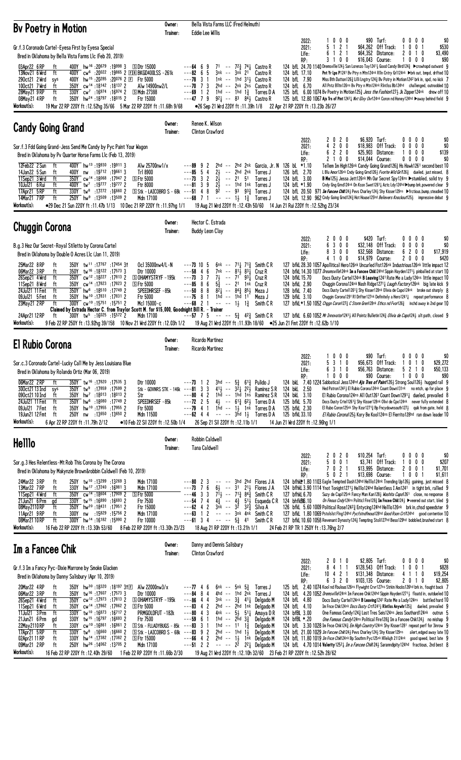## Bv Poetry in Motion

Owner: Bella Vista Farms LLC (Fred Helmuth)
Trainer: Eddie Lee Willis

Gr.f.3 Coronado Cartel-Eyesa First by Eyesa Special
Bred in Oklahoma by Bella Vista Farms Llc (Feb 20, 2019)

| | | | | | |
|---|---|---|---|---|---|
| 2022: | 1 0 0 0 | $90 | Turf: | 0 0 0 0 | $0 |
| 2021: | 5 1 2 1 | $64,262 | Off Track: | 1 0 0 1 | $530 |
| Life: | 6 1 2 1 | $64,352 | Distance: | 2 0 1 0 | $3,490 |
| RP: | 3 1 0 0 | $16,043 | Course: | 1 0 0 0 | $90 |

```
03Apr22 6RP   ft   400Y hw16 :20679 :19998 3  [S]Dtr 15000          ---64 6 9   71  -- 72½ 74¼ Castro R    124 bfL 24.70 1140 Drmsvlle124½ San Lorenzo Tay1241¼ Good Candy Bird124¾ ▶crowhopd outward 9
13Nov21 6Wrd  ft   400Y cw6 :20022 :19865 2 [F][R]BKGD400LSS -261k ---82 6 5   3nk -- 3nk 21  Castro R    124 bfL 17.10      Pnt Yr Lps P1241 Bv Ptry n Mtn124nk Rlln Cntry Grl124nk ▶brk out, bmpd, drifted 10
29Oct21 2Wrd  sys  400Y hw15 :20285 :20076 2 [F] Ftr 5000          ---78 3 1   1nk -- 1hd 31½ Castro R    124 bfL 7.90       Miss Bth Dutton126½ Lilli Ingtry124¾ Bv Potry in Motion124² brk in, spd, no kick 7
10Oct21 7Wrd  ft   350Y cw14 :18142 :18137 2     Alw 14900nw2/L   ---70 7 3   2hd -- 2nk 2ns Castro R    124 bfL 6.70       All Pntz Bltn126ns Bv Ptry n Mtn124nk Rlntlss Bb124hd challenged, outnodded 10
28May21 9RP   ft   330Y cw7 :16974 :16974 2 [S]Mdn 27388        ---69 1 2   1hd -- 1hd 1¾  Torres D A  125 bfL 6.00 1074 Bv Poetry in Motion125¾ Jess the Fashion127½ Jk Zipper124nk drew off 10
08May21 4RP   ft   350Y hw24 :18797 :18015 2     Ftr 15000        ---47 7 9   92¼ -- 83 84½ Castro R     125 bfL 12.80 1067 Ajs Trs of Pint1242½ Nxt Glxy Ovr124nk Coron nd Honey124hd ▶away behind field 9
Workout(s):  19 Mar 22 RP 220Y ft :12.52hg 35/66   5 Mar 22 RP 220Y ft :11.68h 9/68   ●26 Sep 21 Wrd 220Y ft :11.39h 1/8   22 Apr 21 RP 220Y ft :13.23b 26/27
```

## Candy Going Grand

Owner: Renee K. Wilson
Trainer: Clinton Crawford

Sor.f.3 Fdd Going Grand-Jess Send Me Candy by Pyc Paint Your Wagon
Bred in Oklahoma by Pv Quarter Horse Farms Llc (Feb 13, 2019)

| | | | | | |
|---|---|---|---|---|---|
| 2022: | 2 0 2 0 | $6,920 | Turf: | 0 0 0 0 | $0 |
| 2021: | 4 2 0 0 | $18,983 | Off Track: | 0 0 0 0 | $0 |
| Life: | 6 2 2 0 | $25,903 | Distance: | 1 0 0 0 | $139 |
| RP: | 2 1 0 0 | $14,044 | Course: | 0 0 0 0 | $0 |

```
12Feb22 2Sun  ft   400Y hw13 :19930 :19911 3     Alw 25700nw1/x   ---89 9 2   2hd -- 2hd 2nk Garcia, Jr. N 126 bL *1.10  Tellem Im High126nk Candy Going Grand126¾ Hs Hawk1261 second best 10
14Jan22 5Sun  ft   400Y nw :19712 :19661 3       Trl 8900         ---85 5 4   2½  -- 2hd 2nk Torres J   126 bfL 2.70   L Blu Amor126nk Cndy Going Grnd126½ Fvorite Wild Girl126½ dueled, just missed 8
11Sep21 3Wrd  ft   350Y cw14 :18068 :17947 2 [S]Ftr 5000         ---73 3 2   2½  -- 21  51  Torres J   124 bfL 3.00   B Me125½ Jessa Jett126nk Mh Our Secret Spy124ns ▶stumbled, solid try 9
10Jul21 6Rui  ft   400Y tw7 :19777 :19777 2     Ftr 8000         ---81 3 9   2½  -- 1hd 1nk Torres J   124 bfL *1.90  Cndy Gng Grnd124nk On Kssn Swet1261¼ Aztc Ldy124hd ▶bump brk,powered clear 9
17Apr21 5RP   ft   330Y tw8 :17272 :16660 2 [S]Stk - LAICOBRD S - 68k ---51 4 8 92 -- 93 93¾ Torres J 124 bfL 20.50 971 Im Fancee Chik124¾ Pevs Charley124¾ Shy Kisser129ns ▶frctious,bump,steadied 10
14Mar21 7RP   ft   250Y hw9 :13509 :13509 2     Mdn 17100        ---68 7 1   --  -- 1½  1¾  Torres J   124 bfL 12.90 962 Cndy Gong Grnd124¾ Hot House125hd Believers Knockout125½ impressive debut 9
Workout(s):  ●29 Dec 21 Sun 220Y ft :11.47b 1/13   10 Dec 21 RP 220Y ft :11.97hg 1/1   19 Aug 21 Wrd 220Y ft :12.43h 50/60   14 Jun 21 Rui 220Y ft :12.52hg 23/34
```

## Chuggin Corona

Owner: Hector C. Estrada
Trainer: Buddy Leon Clay

B.g.3 Hez Our Secret-Royal Stiletto by Corona Cartel
Bred in Oklahoma by Double O Acres Llc (Jan 11, 2019)

| | | | | | |
|---|---|---|---|---|---|
| 2022: | 2 0 0 0 | $420 | Turf: | 0 0 0 0 | $0 |
| 2021: | 6 3 0 0 | $32,148 | Off Track: | 0 0 0 0 | $0 |
| Life: | 8 3 0 0 | $32,568 | Distance: | 6 2 0 0 | $17,919 |
| RP: | 4 1 0 0 | $14,979 | Course: | 2 0 0 0 | $420 |

```
25Mar22 8RP   ft   350Y tw11 :17767 :17454 3† Ocl 3500nw4/L-N    ---73 10 5  6nk -- 71½ 71¾ Smith C R  127 bfkL 28.30 1057 Apollitical Hero126nk Uncurled Fist126nk Industrious126nk little impact 12
06Mar22 3RP   ft   350Y tw16 :18122 :17573 3     Dtr 10000        ---58 4 6   7nk -- 81¾ 83½ Cruz R     124 bfkL 14.30 1077 Dreamsville124nk Im a Fancee Chik124hd Sippin Hayden1271½ pinballed at start 10
26Sep21 4Wrd  ft   350Y cw12 :18227 :17813 2 [S]OHAMYSTRYF - 195k ---73 3 7 7½ -- 71 93¼ Cruz R   124 bfkL 15.70      Docs Dusty Cartel124nk B Leaving1241 Rate Me a Lady124ns little impact 10
11Sep21 8Wrd  ft   350Y cw14 :17823 :17823 2 [S]Ftr 5000         ---85 8 6   5½  -- 21  1nk Cruz R     124 bfkL 2.90       Chuggin Corona124nk Nash Ridge1271¾ Laugh Factory126nk big late kick 9
24Jul21 11Fmt ft   350Y hw6 :18510 :17749 2     SPEEDHRSEF - 85k ---50 8 8 82¼ -- 84¾ 85¼ Meza J  128 bfkL 7.40       Docs Dusty Crtel1261½ Shy Kisser128nk Olivia de Capo124nk broke out sharply 8
09Jul21 5Fmt  ft   350Y hw10 :17831 :17831 2    Ftr 5000          ---75 8 1   1hd -- 1hd 11  Meza J     129 bfkL 3.10       Chuggin Corona1291 Rl Drifter127nk Definitely a Hero1241½ repeat performance 8
23May21 2RP   ft   300Y cw10 :15751 :15751 2    Mcl 15000-c       ---68 2 1   --  -- 1½  1¾  Smith C R  127 bfkL*1.50 1052 Chggn Coron127¾ C Storm Grei128nk Ethcs nd Fvor126½ inchd away in 2nd gear 10
         Claimed by Estrada Hector C. from Traylor Scott M. for $15,000, Goodnight Bill R. - Trainer
24Apr21 12RP  ft   300Y tw5 :16025 :15572 2     Mdn 17100         ---57 7 5   --  -- 5¾  42¾ Smith C R  127 bfkL 6.60 1052 Mr Innovator1241½ All Pointz Bulletin124¾ Olivia de Capo124½ alt path, closed 9
Workout(s):  9 Feb 22 RP 250Y ft :13.92hg 39/158   10 Nov 21 Wrd 220Y ft :12.03h 1/2   19 Aug 21 Wrd 220Y ft :11.93h 18/60   ●25 Jun 21 Fmt 220Y ft :12.62b 1/10
```

## El Rubio Corona

Owner: Ricardo Martinez
Trainer: Ricardo Martinez

Sor.c.3 Coronado Cartel-Lucky Call Me by Jess Louisiana Blue
Bred in Oklahoma by Rolando Ortiz (Mar 06, 2019)

| | | | | | |
|---|---|---|---|---|---|
| 2022: | 1 0 0 0 | $90 | Turf: | 0 0 0 0 | $0 |
| 2021: | 5 3 1 0 | $56,673 | Off Track: | 1 0 1 0 | $29,272 |
| Life: | 6 3 1 0 | $56,763 | Distance: | 5 2 1 0 | $50,133 |
| RP: | 1 0 0 0 | $90 | Course: | 1 0 0 0 | $90 |

```
06Mar22 2RP   ft   350Y tw16 :17820 :17535 3     Dtr 10000        ---73 1 2   3hd -- 5¾  61¾ Pulido J     124 bkL 7.40 1224 Sabbatical Jess124hd Ajs Tres of Paint126½ Strong Soul126½ hugged rail 9
30Oct21 13Ind sys  350Y tw9 :17859 :17599 2  Stk - GOVNRS STK - 146k ---81 3 3 41¼ -- 32½ 22½ Ramirez S R 124 bkL 2.50 Hed Patron124²½ El Rubio Corona124nk Count Down131nk no mtch, up for place 9
09Oct21 10Ind ft   350Y hw7 :18013 :18013 2     Str               ---80 4 2   1hd -- 1hd 1ns Ramirez S R  124 bkL 3.10       El Rubio Corona124ns All Out1261 Count Down1291½ dueled, prevailed 8
24Jul21 11Fmt ft   350Y hw6 :18060 :17749 2     SPEEDHRSEF - 85k ---72 2 5 4½ -- 61¾ 62½ Torres D A 125 bfkL 5.70       Docs Dusty Crtel126½ Shy Kisser128nk Olivi de Cpo124nk never fully extended 8
09Jul21 7Fmt  ft   350Y hw10 :17955 :17955 2    Ftr 5000          ---79 4 1   1hd -- 1½  1nk Torres D A   125 bfkL 2.30       El Rubo Coron125nk Shy Kssr1271¾ Bp Fncydownsouth127½ quik from gate, held 8
19Jun21 12Fmt ft   250Y nw :13650 :13650 2      Mdn 15500         ---62 4 4   --  -- 3hd 1½  Torres D A   125 bfkL 33.10      El Rubio Corona125½ Kory Be Kool124ns El Fierrito128hd ran down leader 10
Workout(s):  6 Apr 22 RP 220Y ft :11.79h 2/12   ●10 Feb 22 Sil 220Y ft :12.50b 1/4   26 Sep 21 Sil 220Y ft :12.11b 1/1   14 Jun 21 Wrd 220Y ft :12.96hg 1/1
```

## Helllo

Owner: Robbin Caldwell
Trainer: Tana Caldwell

Sor.g.3 Hes Relentless-Mt Rob This Corona by The Corona
Bred in Oklahoma by Makynzie Brown&robbin Caldwell (Feb 10, 2019)

| | | | | | |
|---|---|---|---|---|---|
| 2022: | 2 0 2 0 | $10,254 | Turf: | 0 0 0 0 | $0 |
| 2021: | 5 0 0 1 | $3,741 | Off Track: | 1 0 0 0 | $207 |
| Life: | 7 0 2 1 | $13,995 | Distance: | 2 0 0 1 | $1,701 |
| RP: | 5 0 2 1 | $13,698 | Course: | 1 0 0 1 | $1,611 |

```
24Mar22 3RP   ft   250Y tw10 :13299 :13269 3     Mdn 17100        ---80 2 3   --  -- 3hd 2hd Flores J A   124 bfhkL*1.80 1103 Eagle Tempted Dash124hd Helllo124nk Trending Up126½ gaining, just missed 8
13Mar22 7RP   ft   330Y hw17 :17240 :16981 3     Mdn 17100        ---73 7 6   6½  -- 31  21½ Flores J A   124 bfhkL3.90 1114 Ynot Tonight1271½ Helllo124hd Relentless I Am1241 in tight brk, rallied 9
11Sep21 4Wrd  ft   350Y cw14 :18604 :17909 2 [S]Ftr 5000         ---46 3 3   71½ -- 71¾ 84¾ Smith C R    127 bfhkL6.70       Suzy de Capi125nk Fancy Man Kan128½ Washita Capo1261 close, no response 8
21Jun21 6Prm  gd   330Y tw15 :16890 :16693 2     Ftr 7500         ---54 7 4   4¾  -- 4¾  51½ Esqueda C R  124 bfhkBB.10       On Fmous Cndy124ns Politicl Fire126½ Im Fncee Chik124½ ▶veered out start, bled 9
08May21 10RP  ft   350Y hw20 :18431 :17951 2     Ftr 15000        ---62 4 2   3nk -- 32  32¾ Silva A      126 bfkL 5.60 1009 Political Rose124²½ Entycing124hd Helllo126nk brk in,chsd speedster 9
11Apr21 9RP   ft   300Y nw :15829 :15756 2       Mdn 17100        ---63 1 2   --  -- 3nk 4nk Smith C R    127 bfkL 1.80 1069 Pstolslst Flng124hd Pycfstndfmous128hd Good Rson Crt124hd good contention 10
08Mar21 10RP  ft   300Y hw14 :16182 :15990 2     Ftr 10000        ---61 3 4   --  -- 5¾  41  Smith C R    127 bfkL 10.60 1058 Revenant Dynasty124¾ Tempting Stoli127hd Beso129hd bobbled,brushed start 8
Workout(s):  16 Feb 22 RP 220Y ft :13.30h 53/60   8 Feb 22 RP 220Y ft :13.30h 23/23   18 Aug 21 RP 220Y ft :13.21h 1/1   24 Feb 21 RP TR 1 250Y ft :13.76hg 2/7
```

## Im a Fancee Chik

Owner: Danny and Dennis Salisbury
Trainer: Clinton Crawford

Gr.f.3 Im a Fancy Pyc-Dixie Marrone by Smoke Glacken
Bred in Oklahoma by Danny Salisbury (Apr 10, 2019)

| | | | | | |
|---|---|---|---|---|---|
| 2022: | 2 0 1 0 | $2,805 | Turf: | 0 0 0 0 | $0 |
| 2021: | 8 4 1 1 | $128,543 | Off Track: | 1 0 0 1 | $828 |
| Life: | 10 4 2 1 | $131,348 | Distance: | 4 1 1 0 | $19,254 |
| RP: | 6 3 2 0 | $103,135 | Course: | 2 0 1 0 | $2,805 |

```
20Mar22 4RP   ft   350Y hw30 :18320 :18197 3†[F] Alw 22000nw3/x  ---77 4 6   6nk -- 5nk 5¾  Torres J     125 bfL 2.40 1074 Kool nd Fbulous126ns Flywight Crvr127ns Strkn Hocks126hd brk in, fought back 7
06Mar22 3RP   ft   350Y tw16 :17607 :17573 3     Dtr 10000        ---84 8 4   4hd -- 1hd 2nk Torres J     124 bfL 4.20 1052 Dreamsville124nk Im Fancee Chk124hd Sippin Hayden1271½ floatd in, outdueled 10
26Sep21 4Wrd  ft   350Y cw12 :17973 :17813 2 [S]OHAMYSTRYF - 195k ---86 4 4 3nk -- 3¾ 41¼ Delgado M  124 bfL 4.80       Docs Dusty Cartel124nk B Leaving1241 Rate Me a Lady124ns battled hard 10
11Sep21 6Wrd  ft   350Y cw14 :17862 :17862 2 [S]Ftr 5000         ---83 4 2   2hd -- 2hd 1nk Delgado M    124 bfL 4.10       Im Fnce Chik124nk Docs Dusty Crtl1241½ Rlntlss Anywhr125½ dueled, prevailed 9
11Jul21 3Prm  ft   330Y tw10 :16873 :16717 2     PRMGOLDFUT -182k ---80 4 3  4nk -- 5½  51¼ Amaya D R    124 bfBL 3.00       One Famous Candy124¾ Last Tres Seis124ns Jess Southard124nk outrun 5
21Jun21 6Prm  gd   330Y tw15 :16797 :16693 2     Ftr 7500         ---59 6 1   1hd -- 2hd 3¾  Delgado M    124 bfBL *.20       One Famous Candy124ns Political Fire126¾ Im a Fancee Chik124½ no mishap 9
22May21 10RP  ft   330Y cw10 :16861 :16861 2 [S]Stk - FLLADYBUGS - 85k ---83 3 1 1hd -- 11 1¾ Delgado M 124 bfL 3.30 1028 Im Fnce Chk124¾ Em High Country124nk Shy Kisser1281 repeat perf for 3inrow 9
17Apr21 5RP   ft   330Y tw8 :16660 :16660 2 [S]Stk - LAICOBRD S - 68k ---83 9 2 2hd -- 1hd 1½ Delgado M 124 bfL 21.00 1029 Im Fancee Chik124¾ Pevs Charley124¾ Shy Kisser129ns alert,edged away late 10
02Apr21 11RP  ft   330Y hw14 :17382 :17382 2 [S]Ftr 15000        ---66 4 2   2hd -- 1½  1nk Delgado M    124 bfL 11.80 1019 Im Fnce Chk124nk Bp Southrn Fvr125nk Hllelujh 21124nk good speed, best late 9
09Mar21 2RP   ft   250Y hw26 :14062 :13705 2     Mdn 17100        ---51 2 2   --  -- 22  22¼ Delgado M    124 bfL 4.70 1014 Valerity1252¼ Im a Fancee Chik124¾ Sarandipity124hd fractious, 2nd best 8
Workout(s):  16 Feb 22 RP 220Y ft :12.40h 29/60   1 Feb 22 RP 220Y ft :11.66b 2/30   19 Aug 21 Wrd 220Y ft :12.10h 32/60   23 Feb 21 RP 220Y ft :12.52h 28/62
```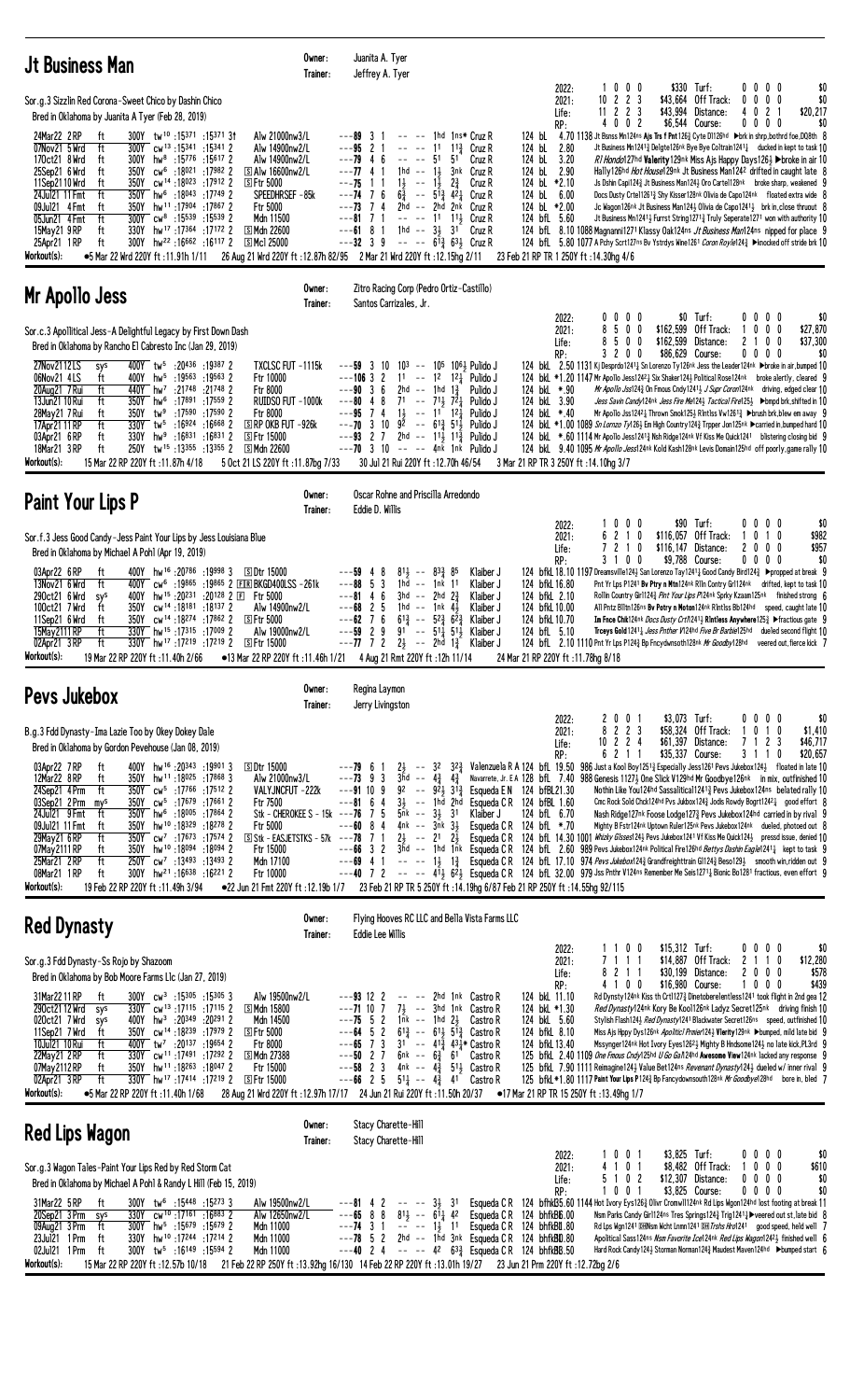## Jt Business Man

Owner: Juanita A. Tyer
Trainer: Jeffrey A. Tyer

Sor.g.3 Sizzlin Red Corona-Sweet Chico by Dashin Chico
Bred in Oklahoma by Juanita A Tyer (Feb 28, 2019)

| | | | | | Turf: | |
|---|---|---|---|---|---|---|
| 2022: | 1 0 0 0 | $330 | Turf: | 0 0 0 0 | $0 |
| 2021: | 10 2 2 3 | $43,664 | Off Track: | 0 0 0 0 | $0 |
| Life: | 11 2 2 3 | $43,994 | Distance: | 4 0 2 1 | $20,217 |
| RP: | 4 0 0 2 | $6,544 | Course: | 0 0 0 0 | $0 |

```
24Mar22 2RP   ft  300Y tw10 :15371 :15371 3↑ Alw 21000nw3/L   ---89 3 1  -- -- 1hd 1ns* Cruz R  124 bL  4.70 1138 Jt Bsnss Mn124ns Ajs Trs F Frst126½ Cyte Dl126hd ▶brk in shrp,bothrd foe,DQ8th 8
07Nov21 5Wrd  ft  300Y cw13 :15341 :15341 2  Alw 14900nw2/L   ---95 2 1  -- -- 11  11¾  Cruz R  124 bL  2.80   Jt Business Mn1241¾ Delgte126nk Bye Bye Coltrain1241¼ ducked in kept to task 10
17Oct21 8Wrd  ft  300Y hw8 :15776 :15617 2  Alw 14900nw2/L   ---79 4 6  -- -- 51  51  Cruz R  124 bL  3.20   Rl Hondo1127hd Valerity129nk Miss Ajs Happy Days126½ ▶broke in air 10
25Sep21 6Wrd  ft  350Y cw6 :18021 :17982 2  S Alw 16600nw2/L  ---77 4 1  1hd -- 1½  3nk  Cruz R  124 bL  2.90   Hally126hd Hot House129nk Jt Business Man124² drifted in caught late 8
11Sep21 10Wrd ft  350Y cw14 :18023 :17912 2  S Ftr 5000      ---75 1 1  1½  -- 1½  2¾   Cruz R  124 bL *2.10   Js Dshn Cap124¾ Jt Business Man124¾ Oro Cartel128nk broke sharp, weakened 9
24Jul21 11Fmt ft  350Y hw6 :18043 :17749 2  SPEEDHRSEF -85k  ---74 7 6  6⅞  -- 51¾ 42¼  Cruz R  124 bL  6.00   Docs Dusty Crte1126¹¼ Shy Kisser128nk Olivia de Capo124nk floated extra wide 8
09Jul21 4Fmt  ft  350Y hw11 :17904 :17867 2  Ftr 5000        ---73 7 4  2hd -- 2hd 2nk  Cruz R  124 bL *2.00   Jc Wagon126nk Jt Business Man124½ Olivia de Capo1241¼ brk in,close thruout 8
05Jun21 4Fmt  ft  300Y cw8 :15539 :15539 2  Mdn 11500       ---81 7 1  -- -- 11  11½  Cruz R  124 bfL 5.60   Jt Business Mn1241½ Furrst String1271¾ Truly Seperate1271 won with authority 10
15May21 9RP   ft  330Y hw17 :17364 :17172 2  S Mdn 22600     ---61 8 1  1hd -- 3½  31   Cruz R  124 bfL 8.10 1088 Magnanni1271 Klassy Oak124ns Jt Business Man124ns nipped for place 9
25Apr21 1RP   ft  300Y hw22 :16662 :16117 2  S Mcl 25000     ---32 3 9  -- -- 61¾ 63½  Cruz R  124 bfL 5.80 1077 A Pchy Scrt127ns Bv Ystrdys Wine1261 Coron Royle124½ ▶knocked off stride brk 10
Workout(s):  ●5 Mar 22 Wrd 220Y ft :11.91h 1/11   26 Aug 21 Wrd 220Y ft :12.87h 82/95   2 Mar 21 Wrd 220Y ft :12.15hg 2/11   23 Feb 21 RP TR 1 250Y ft :14.30hg 4/6
```

## Mr Apollo Jess

Owner: Zitro Racing Corp (Pedro Ortiz-Castillo)
Trainer: Santos Carrizales, Jr.

Sor.c.3 Apollitical Jess-A Delightful Legacy by First Down Dash
Bred in Oklahoma by Rancho El Cabresto Inc (Jan 29, 2019)

| | | | | | |
|---|---|---|---|---|---|
| 2022: | 0 0 0 0 | $0 | Turf: | 0 0 0 0 | $0 |
| 2021: | 8 5 0 0 | $162,599 | Off Track: | 1 0 0 0 | $27,870 |
| Life: | 8 5 0 0 | $162,599 | Distance: | 2 1 0 0 | $37,300 |
| RP: | 3 2 0 0 | $86,629 | Course: | 0 0 0 0 | $0 |

```
27Nov21 12LS  sys 400Y tw5 :20436 :19387 2  TXCLSC FUT -1115k  ---59 3 10 103 -- 105 106½ Pulido J  124 bkL 2.50 1131 Kj Desprdo1241½ Sn Lorenzo Ty126nk Jess the Leader124nk ▶broke in air,bumped 10
06Nov21 4LS   ft  400Y hw5 :19563 :19563 2  Ftr 10000        ---106 3 2  11  -- 12  12¾  Pulido J  124 bkL *1.20 1147 Mr Apollo Jess1242¾ Six Shaker124½ Political Rose124nk broke alertly, cleared 9
20Aug21 7Rui  ft  440Y hw7 :21748 :21748 2  Ftr 8000         ---90 3 6  2hd -- 1hd 1¾   Pulido J  124 bkL *.90   Mr Apollo Jss124¾ On Fmous Cndy1241½ J Sugr Coran124nk driving, edged clear 10
13Jun21 10Rui ft  350Y hw6 :17891 :17559 2  RUIDSO FUT -1000k ---80 4 8  71  -- 71½ 72¼  Pulido J  124 bkL 3.90   Jess Savin Candy124nk Jess Fire Me124¾ Tactical Fire125½ ▶bmpd brk,shifted in 10
28May21 7Rui  ft  350Y tw9 :17590 :17590 2  Ftr 8000         ---95 7 4  1½  -- 11  12¼  Pulido J  124 bkL *.40   Mr Apollo Jss1242¼ Thrown Smok125¾ Rlntlss Vw1261½ ▶brush brk,blew em away 9
17Apr21 11RP  ft  330Y tw5 :16924 :16668 2  S RP OKB FUT -926k ---70 3 10 9² -- 61¾ 51½  Pulido J  124 bkL *1.00 1089 So Lonzo Tyl126½ Em High Country124¾ Trpper Jon125ns ▶carried in,bumped hard 10
03Apr21 6RP   ft  330Y hw9 :16831 :16831 2  S Ftr 15000      ---93 2 7  2hd -- 11½ 11¾  Pulido J  124 bkL *.60 1114 Mr Apollo Jess1241¾ Nsh Ridge124nk Vf Kiss Me Quick1241 blistering closing bid 9
18Mar21 3RP   ft  250Y tw15 :13355 :13355 2  S Mdn 22600     ---70 3 10 -- -- 4nk 1nk  Pulido J  124 bkL 9.40 1095 Mr Apollo Jess124nk Kold Kash128nk Levis Domain125hd off poorly,game rally 10
Workout(s):  15 Mar 22 RP 220Y ft :11.87h 4/18   5 Oct 21 LS 220Y ft :11.87bg 7/33   30 Jul 21 Rui 220Y ft :12.70h 46/54   3 Mar 21 RP TR 3 250Y ft :14.10hg 3/7
```

## Paint Your Lips P

Owner: Oscar Rohne and Priscilla Arredondo
Trainer: Eddie D. Willis

Sor.f.3 Jess Good Candy-Jess Paint Your Lips by Jess Louisiana Blue
Bred in Oklahoma by Michael A Pohl (Apr 19, 2019)

| | | | | | |
|---|---|---|---|---|---|
| 2022: | 1 0 0 0 | $90 | Turf: | 0 0 0 0 | $0 |
| 2021: | 6 2 1 0 | $116,057 | Off Track: | 1 0 1 0 | $982 |
| Life: | 7 2 1 0 | $116,147 | Distance: | 2 0 0 0 | $957 |
| RP: | 3 1 0 0 | $9,788 | Course: | 0 0 0 0 | $0 |

```
03Apr22 6RP   ft  400Y hw16 :20786 :19998 3  S Dtr 15000       ---59 4 8  81½ -- 83¾ 85   Klaiber J  124 bfkL 18.10 1197 Dreamsville124½ San Lorenzo Tay1241½ Good Candy Bird124¾ ▶propped at break 9
13Nov21 6Wrd  ft  400Y cw6 :19865 :19865 2  E R BKGD400LSS -261k ---88 5 3 1hd -- 1nk 11 Klaiber J  124 bfkL 16.80 Pnt Yr Lps P1241 Bv Ptry n Mtn124nk Rlln Cntry Grl124nk drifted, kept to task 10
29Oct21 6Wrd  sys 400Y hw15 :20231 :20128 2  F Ftr 5000        ---81 4 6  3hd -- 2hd 2¾   Klaiber J  124 bfkL 2.10   Rollin Country Girl124¾ Pint Your Lips P124nk Sprky Kzaam125nk finished strong 6
10Oct21 7Wrd  ft  350Y cw14 :18181 :18137 2  Alw 14900nw2/L    ---68 2 5  1hd -- 1nk 4½   Klaiber J  124 bfkL 10.00  All Pntz Bltn126ns Bv Potry n Moton124nk Rlntlss Bb124hd speed, caught late 10
11Sep21 6Wrd  ft  350Y cw14 :18274 :17862 2  S Ftr 5000        ---62 7 6  61¾ -- 52¾ 62¾  Klaiber J  124 bfkL 10.70  In Fnce Chk124nk Docs Dusty Crt1241½ Rlntless Anywhere125½ ▶fractious gate 9
15May21 11RP  ft  330Y hw15 :17315 :17009 2  Alw 19000nw2/L    ---59 2 9  91  -- 51½ 51½  Klaiber J  124 bfL 5.10   Trceys Gold1241¼ Jss Pnthr V124hd Five Br Barbie125hd dueled second flight 10
02Apr21 3RP   ft  330Y hw17 :17219 :17219 2  S Ftr 15000       ---77 7 2  2½  -- 2hd 1¾   Klaiber J  124 bfL 2.10 1110 Pnt Yr Lps P124¾ Bp Fncydwnsoth128nk Mr Goodby128hd veered out, fierce kick 7
Workout(s):  19 Mar 22 RP 220Y ft :11.40h 2/66   ●13 Mar 22 RP 220Y ft :11.46h 1/21   4 Aug 21 Rmt 220Y ft :12h 11/14   24 Mar 21 RP 220Y ft :11.78hg 8/18
```

## Pevs Jukebox

Owner: Regina Laymon
Trainer: Jerry Livingston

B.g.3 Fdd Dynasty-Ima Lazie Too by Okey Dokey Dale
Bred in Oklahoma by Gordon Pevehouse (Jan 08, 2019)

| | | | | | |
|---|---|---|---|---|---|
| 2022: | 2 0 0 1 | $3,073 | Turf: | 0 0 0 0 | $0 |
| 2021: | 8 2 2 3 | $58,324 | Off Track: | 1 0 1 0 | $1,410 |
| Life: | 10 2 2 4 | $61,397 | Distance: | 7 1 2 3 | $46,717 |
| RP: | 6 2 1 1 | $35,337 | Course: | 3 1 1 0 | $20,657 |

```
03Apr22 7RP   ft  400Y hw16 :20343 :19901 3  S Dtr 15000       ---79 6 1  2½  -- 32  32¾  Valenzuela R A 124 bfL 19.50 986 Just a Kool Boy1251¾ Especially Jess1261 Pevs Jukebox124½ floated in late 10
12Mar22 8RP   ft  350Y hw11 :18025 :17868 3  Alw 21000nw3/L    ---73 9 3  3hd -- 4¾  4¾   Navarrete, Jr. E A 128 bfL 7.40 988 Genesis 1127¾ One Slick V129hd Mr Goodbye126nk in mix, outfinished 10
24Sep21 4Prm  ft  350Y cw5 :17766 :17512 2  VALYJNCFUT -222k   ---91 10 9 92  -- 92¾ 31¾  Esqueda E N  124 bfBL21.30  Nothin Like You124hd Sassaltical1241¾ Pevs Jukebox124ns belated rally 10
03Sep21 2Prm  mys 350Y cw5 :17679 :17661 2  Ftr 7750          ---81 6 4  3½  -- 1hd 2hd  Esqueda C R  124 bfBL 1.60  Cmc Rock Sold Chck124hd Pvs Jukbox124¾ Jods Rowdy Bogrt1242¼ good effort 8
24Jul21 9Fmt  ft  350Y hw6 :18005 :17864 2  Stk - CHEROKEE S - 15k ---76 7 5 5nk -- 3½ 31 Klaiber J  124 bfL 6.70  Nash Ridge127nk Foose Lodge127¾ Pevs Jukebox124hd carried in by rival 9
09Jul21 11Fmt ft  350Y hw10 :18329 :18278 2  Ftr 5000          ---60 8 4  4nk -- 3nk 3½   Esqueda C R  124 bfL *.70   Mighty B Fstr124nk Uptown Ruler125nk Pevs Jukebox124nk dueled, photoed out 8
29May21 6RP   ft  350Y cw7 :17673 :17574 2  S Stk - EASJETSKS - 57k ---78 7 1 2½ -- 21 2½ Esqueda C R  124 bfL 14.30 1001 Whizky Glsses124½ Pevs Jukebox1241 Vf Kiss Me Quick124½ pressd issue, denied 10
07May21 11RP  ft  350Y hw19 :18094 :18094 2  Ftr 15000         ---66 3 2  3hd -- 1hd 1nk  Esqueda C R  124 bfL 2.60 989 Pevs Jukebox124nk Political Fire126hd Bettys Dashin Eagle1241¼ kept to task 9
25Mar21 2RP   ft  250Y cw7 :13493 :13493 2  Mdn 17100         ---69 4 1  -- -- 1½  1¾   Esqueda C R  124 bfL 17.10 974 Pevs Jukebox124¾ Grandfreighttrain Gl124½ Beso129½ smooth win,ridden out 9
08Mar21 1RP   ft  300Y hw21 :16638 :16221 2  Ftr 10000         ---40 7 2  -- -- 41½ 62½  Esqueda C R  124 bfL 32.00 979 Jss Pnthr V124ns Remember Me Seis1271½ Bionic Bo1281 fractious, even effort 9
Workout(s):  19 Feb 22 RP 220Y ft :11.49h 3/94   ●22 Jun 21 Fmt 220Y ft :12.19b 1/7   23 Feb 21 RP TR 5 250Y ft :14.19hg 6/87 Feb 21 RP 250Y ft :14.55hg 92/115
```

## Red Dynasty

Owner: Flying Hooves RC LLC and Bella Vista Farms LLC
Trainer: Eddie Lee Willis

Sor.g.3 Fdd Dynasty-Ss Rojo by Shazoom
Bred in Oklahoma by Bob Moore Farms Llc (Jan 27, 2019)

| | | | | | |
|---|---|---|---|---|---|
| 2022: | 1 1 0 0 | $15,312 | Turf: | 0 0 0 0 | $0 |
| 2021: | 7 1 1 1 | $14,887 | Off Track: | 2 1 1 0 | $12,280 |
| Life: | 8 2 1 1 | $30,199 | Distance: | 2 0 0 0 | $578 |
| RP: | 4 1 0 0 | $16,980 | Course: | 1 0 0 0 | $439 |

```
31Mar22 11RP  ft  300Y cw3 :15305 :15305 3  Alw 15900nw2/L    ---93 12 2 -- -- 2hd 1nk  Castro R  124 bkL 11.10  Rd Dynsty124nk Kiss th Crtl127½ Dnetoberelentless1241 took flight in 2nd gea 12
29Oct21 12Wrd sys 330Y cw13 :17115 :17115 2  S Mdn 15800       ---71 10 7 7½  -- 3hd 1nk  Castro R  124 bkL *1.30  Red Dynasty124nk Kory Be Kool126nk Ladyz Secret125nk driving finish 10
02Oct21 7Wrd  sys 400Y hw3 :20349 :20291 2  Mdn 14500         ---75 5 2  1nk -- 1hd 2½  Castro R  124 bkL 5.60   Stylish Flash124½ Red Dynasty1241 Blackwater Secret126ns speed, outfinished 10
11Sep21 7Wrd  ft  350Y cw14 :18239 :17979 2  S Ftr 5000        ---64 5 2  61¾ -- 61¾ 51¾  Castro R  124 bfkL 8.10   Mss Ajs Hppy Dys126nk Apolltcl Prner124½ Viterty129nk ▶bumped, mild late bid 9
10Jul21 10Rui ft  400Y tw7 :20137 :19654 2  Ftr 8000          ---65 7 3  31  -- 4¾ 43¾* Castro R  124 bkL 13.40  Mssynger124nk Hot Ivory Eyes126½ Mighty B Hndsome124½ no late kick,Pl3rd 9
22May21 2RP   ft  330Y cw11 :17491 :17292 2  S Mdn 27388       ---50 2 7  6nk -- 6¾  61   Castro R  125 bfkL 2.40 1109 One Famous Cndy125hd V Go Gal124hd Awesome View124nk lacked any response 9
07May21 12RP  ft  350Y hw11 :18263 :18047 2  Ftr 15000         ---58 2 3  4nk -- 4¾  51½  Castro R  125 bfkL 7.90 1111 Reimagine124½ Value Bet124ns Revenant Dynasty124½ dueled w/ inner rival 9
02Apr21 3RP   ft  330Y hw17 :17414 :17219 2  S Ftr 15000       ---66 2 5  51¼ -- 4¾  41   Castro R  125 bfkL *1.80 1117 Paint Your Lips P124¾ Bp Fancydownsouth128nk Mr Goodbye128hd bore in, bled 7
Workout(s):  ●5 Mar 22 RP 220Y ft :11.40h 1/68   28 Aug 21 Wrd 220Y ft :12.97h 17/17   24 Jun 21 Rui 220Y ft :11.50h 20/37   ●17 Mar 21 RP TR 15 250Y ft :13.49hg 1/7
```

## Red Lips Wagon

Owner: Stacy Charette-Hill
Trainer: Stacy Charette-Hill

Sor.g.3 Wagon Tales-Paint Your Lips Red by Red Storm Cat
Bred in Oklahoma by Michael A Pohl & Randy L Hill (Feb 15, 2019)

| | | | | | |
|---|---|---|---|---|---|
| 2022: | 1 0 0 1 | $3,825 | Turf: | 0 0 0 0 | $0 |
| 2021: | 4 1 0 1 | $8,482 | Off Track: | 1 0 0 0 | $610 |
| Life: | 5 1 0 2 | $12,307 | Distance: | 0 0 0 0 | $0 |
| RP: | 1 0 0 1 | $3,825 | Course: | 0 0 0 0 | $0 |

```
31Mar22 5RP   ft  300Y tw6 :15448 :15273 3  Alw 19500nw2/L    ---81 4 2  -- -- 3½  31   Esqueda C R  124 bfhkB5.60 1144 Hot Ivory Eys126½ Olivr Cromwll124nk Rd Lips Wgon124hd lost footing at break 11
20Sep21 3Prm  sys 330Y cw10 :17161 :16883 2  Alw 12650nw2/L    ---65 8 8  81½ -- 61¾ 42   Esqueda C R  124 bfhkBB.00 Nsm Parks Candy Girl124nk Tres Springs124¾ Trig1241½ ▶veered out st,late bid 8
09Aug21 3Prm  ft  300Y hw5 :15679 :15679 2  Mdn 11000         ---74 3 1  -- -- 1½  11   Esqueda C R  124 bfhkBB.80 Rd Lps Wgn1241 ⊡Nsm Wcht Lnnn1241 ⊡Trsts Hrd1241 good speed, held well 7
23Jul21 1Prm  ft  330Y hw10 :17244 :17214 2  Mdn 11000         ---78 5 2  2hd -- 1hd 3nk  Esqueda C R  124 bfhkBB.80 Apollitcal Sass124ns Nsm Favorite Icel24nk Red Lips Wagon1242½ finished well 6
02Jul21 1Prm  ft  300Y tw5 :16149 :15594 2  Mdn 11000         ---40 2 4  -- -- 42  63¾  Esqueda C R  124 bfhkBB.50 Hard Rock Candy124¾ Storman Norman124¾ Maudest Maven124hd ▶bumped start 6
Workout(s):  15 Mar 22 RP 220Y ft :12.57b 10/18   21 Feb 22 RP 250Y ft :13.92hg 16/130   14 Feb 22 RP 220Y ft :13.01h 19/27   23 Jun 21 Prm 220Y ft :12.72bg 2/6
```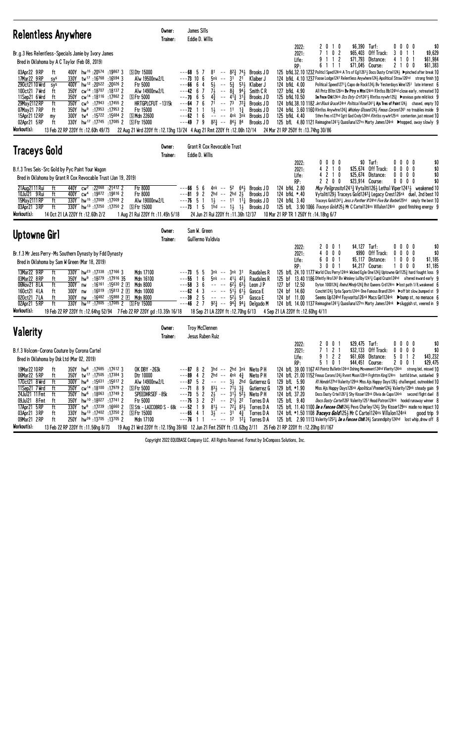## Relentless Anywhere

Owner: James Sills
Trainer: Eddie D. Willis

Br.g.3 Hes Relentless-Specials Jamie by Ivory James
Bred in Oklahoma by A C Taylor (Feb 08, 2019)

| | | | | | |
|---|---|---|---|---|---|
| 2022: | 2 0 1 0 | $6,390 | Turf: | 0 0 0 0 | $0 |
| 2021: | 7 1 0 2 | $65,403 | Off Track: | 3 0 1 1 | $9,629 |
| Life: | 9 1 1 2 | $71,793 | Distance: | 4 1 0 1 | $61,984 |
| RP: | 6 1 1 1 | $71,045 | Course: | 2 1 0 0 | $61,383 |

```
03Apr22 9RP   ft    400Y hw15 :20574 :19867 3  [S]Dtr 15000        ---68 5 7   8¹  --  8²¾ 7⁴½ Brooks J D    125 bfkL 32.10 1232 Politicl Speed124nk A Trs of Eg11261½ Docs Dusty Crtel124½ ▶pinched after break 10
17Mar22 9RP   sys   330Y tw17 :16768 :16594 3  Alw 19500nw2/L      ---73 10 6  5nk --  3¹  2¹  Klaiber J     124 bfkL 4.10 1237 Foose Lodge1241 Relentless Anywhere124½ Apolitical Straw126hd  strong finish 10
29Oct21 10 Wrd sys  400Y hw12 :20522 :20026 2  Ftr 5000           ---66 6 4   5½  --  5¾  5³½ Klaiber J     124 bfkL 4.00      Political Speed1271¼ Capo de Rock124½ Bv Yesterdays Wine1251  late interest 6
10Oct21 7 Wrd ft    350Y cw14 :18707 :18137 2  Alw 14900nw2/L      ---42 6 7   7½  --  8¾  9⁴¼ Smith C R     127 bfkL 4.90      All Pntz Blltn126nk Bv Ptry n Mtn124nk Rlntlss Bb124hd close early, retreated 10
11Sep21 6 Wrd ft    350Y cw14 :18116 :17862 2  [S]Ftr 5000         ---70 6 5   4¾  --  4¹¾ 3¹¾ Brooks J D    125 bfkL 10.50     Im Fnce Chk124nk Dcs Dsty Crt1241½ Rlntlss nywhr125¾ ▶anxious gate mild kick 9
29May21 12 RP ft    350Y cw5 :17943 :17455 2   HRTGPLCFUT -1315k   ---64 7 6   7¹  --  7³  7²¾ Brooks J D    124 bfkL 38.10 1182 Jet Black Grace124nk Political Rose1241¼ Ajs Tres of Paint124½  chased, empty 10
07May21 7 RP  ft    350Y hw9 :17953 :17953 2   Ftr 15000           ---72 1 1   1½  --  1¹  1¾  Brooks J D    124 bfkL 3.60 1160 Rlntlss Anywhre124¾ Whiskey Glsses124½ Fmous Corons1241 no troubles inside 9
15Apr21 12 RP my    300Y tw4 :15722 :15684 2   [S]Mdn 22600        ---62 1 6   --  --  4nk 3nk Brooks J D    125 bfkL 4.40      Sthrn Fms n127hd Jgtt God Cndy124hd Rlntlss nywhr125nk contention, just missed 10
02Apr21 5 RP  ft    330Y hw17 :17745 :17085 2  [S]Ftr 15000        ---49 7 9   8²¾ --  8⁴½ 8⁴  Brooks J D    125 bfL 4.80 1121 Reimagine1241½ Quasiluna127ns Marty James124nk ▶hopped, away slowly 9
```

Workout(s): 13 Feb 22 RP 220Y ft :12.60h 49/73 22 Aug 21 Wrd 220Y ft :12.13g 13/24 4 Aug 21 Rmt 220Y ft :12.06h 12/14 24 Mar 21 RP 250Y ft :13.74g 30/86

## Traceys Gold

Owner: Grant R Cox Revocable Trust
Trainer: Eddie D. Willis

B.f.3 Tres Seis-Src Gold by Pyc Paint Your Wagon
Bred in Oklahoma by Grant R Cox Revocable Trust (Jan 19, 2019)

| | | | | | |
|---|---|---|---|---|---|
| 2022: | 0 0 0 0 | $0 | Turf: | 0 0 0 0 | $0 |
| 2021: | 4 2 1 0 | $25,674 | Off Track: | 0 0 0 0 | $0 |
| Life: | 4 2 1 0 | $25,674 | Distance: | 0 0 0 0 | $0 |
| RP: | 2 2 0 0 | $23,914 | Course: | 0 0 0 0 | $0 |

```
21Aug21 11 Rui ft   440Y cw2 :22068 :21412 2   Ftr 8000            ---66 5 6   4nk --  5²  6⁴½ Brooks J D    124 bfL 2.80       Muy Peligrosito1241¾ Vytalit126½ Lethal Viper1241½  weakened 10
10Jul21 9 Rui ft    400Y hw4 :19872 :19816 2   Ftr 8000            ---81 9 2   2hd --  2hd 2½  Brooks J D    124 bfkL *.40      Vytaliti128½ Traceys Gold1242¾ Legacy Crest126nk  duel, 2nd best 10
15May21 11 RP ft    330Y hw15 :17009 :17009 2  Alw 19000nw2/L      ---75 5 1   1½  --  1¹  1¹¼ Brooks J D    124 bfkL 3.40      Traceys Gold1241¼ Jess a Panther V124hd Five Bar Barbie125hd  simply the best 10
03Apr21 3 RP  ft    330Y hw13 :17250 :17250 2  [S]Ftr 15000        ---73 1 5   1hd --  1½  1½  Brooks J D    125 bfL 3.90 1066 Traceys Gold125½ Mr C Cartel124ns Villalon124nk  good finishing energy 9
```

Workout(s): 14 Oct 21 LA 220Y ft :12.60h 2/2 1 Aug 21 Rui 220Y ft :11.45h 5/18 24 Jun 21 Rui 220Y ft :11.36h 12/37 10 Mar 21 RP TR 1 250Y ft :14.18g 6/7

## Uptowne Girl

Owner: Sam W. Green
Trainer: Guillermo Valdivia

Br.f.3 Mr Jess Perry-Ms Southern Dynasty by Fdd Dynasty
Bred in Oklahoma by Sam W Green (Mar 18, 2019)

| | | | | | |
|---|---|---|---|---|---|
| 2022: | 2 0 0 1 | $4,127 | Turf: | 0 0 0 0 | $0 |
| 2021: | 4 0 0 0 | $990 | Off Track: | 0 0 0 0 | $0 |
| Life: | 6 0 0 1 | $5,117 | Distance: | 1 0 0 0 | $1,185 |
| RP: | 3 0 0 1 | $4,217 | Course: | 1 0 0 0 | $1,185 |

```
13Mar22 9RP   ft    330Y hw23 :17338 :17166 3  Mdn 17100           ---73 5 5   3nk --  3nk 3¹  Raudales R    125 bfL 24.10 1177 World Clss Perry124nk Wicked Egle One124¾ Uptowne Girl125¾ hard fought loss 9
03Mar22 8RP   ft    350Y hw9 :18279 :17916 35  Mdn 16100           ---55 1 6   5nk --  4¹½ 4²¼ Raudales R    125 bf 13.40 1186 Dfnitly Hro1241 Bv Whiskey Lullby1241¼ Cupid Cruzin124hd  altered inward early 9
06Nov21 8 LA  ft    300Y nw :16161 :15630 2 [F] Mdn 8000           ---58 3 6   --  --  6²¾ 6³½ Leon J P      127 bf 12.50      Dyton 1000124¾ Rmind Mindy124¾ Bst Queens Crd124ns ▶lost path 1/8,weakened 6
16Oct21 4 LA  ft    300Y nw :16019 :15813 2 [F] Mdn 10000          ---62 4 3   --  --  5¹½ 6¹½ Gasca E       124 bf 14.60      Conchit124½ Tptia Sports124nk One Famous Brand126nk ▶off bit slow,bumped st 9
02Oct21 7 LA  ft    300Y nw :16482 :15988 2 [F] Mdn 8000           ---39 2 5   --  --  5²½ 5³  Gasca E       124 bf 11.00      Seems Up124hd Fayvorita126nk Macs Girl124nk ▶bump st, no menace 6
02Apr21 5 RP  ft    330Y hw17 :17805 :17085 2  [S]Ftr 15000        ---46 2 7   9²¾ --  9⁴¾ 9⁴¼ Delgado M     124 bfL 14.00 1137 Reimagine1241½ Quasiluna127ns Marty James124nk ▶sluggish st., veered in 9
```

Workout(s): 19 Feb 22 RP 220Y ft :12.64hg 52/94 7 Feb 22 RP 220Y gd :13.35h 16/18 18 Sep 21 LA 220Y ft :12.70hg 6/13 4 Sep 21 LA 220Y ft :12.60hg 4/11

## Valerity

Owner: Troy McClennen
Trainer: Jesus Ruben Ruiz

B.f.3 Volcom-Corona Couture by Corona Cartel
Bred in Oklahoma by Dsk Ltd (Mar 02, 2019)

| | | | | | |
|---|---|---|---|---|---|
| 2022: | 2 0 0 1 | $29,475 | Turf: | 0 0 0 0 | $0 |
| 2021: | 7 1 2 1 | $32,133 | Off Track: | 0 0 0 0 | $0 |
| Life: | 9 1 2 2 | $61,608 | Distance: | 5 0 1 2 | $43,232 |
| RP: | 5 1 0 1 | $44,451 | Course: | 2 0 0 1 | $29,475 |

```
19Mar22 10 RP ft    350Y hw6 :17685 :17612 3   OK DBY -263k        ---87 8 2   3hd --  2hd 3nk Nieto P H     124 bfL 39.00 1167 All Pointz Bulletin124nk Dshing Movement124hd Vlerity124nk  strong bid, missed 10
06Mar22 5 RP  ft    350Y tw17 :17505 :17384 3  Dtr 10000           ---89 4 2   2hd --  4nk 4¾  Nieto P H     124 bfL 21.00 1152 Fmous Corons124¾ Rvmnt Moon128nk Frghttm King124ns  battld btwn, outdueled 9
17Oct21 8 Wrd ft    300Y hw8 :15631 :15617 2   Alw 14900nw2/L      ---87 5 2   --  --  3½  2hd Gutierrez G   129 bfL 5.90       Rl Hondo127hd Valerity129nk Miss Ajs Happy Days126½ challenged, outnodded 10
11Sep21 7 Wrd ft    350Y cw14 :18100 :17979 2  [S]Ftr 5000         ---71 8 9   8³½ --  7¹¼ 3¾  Gutierrez G   129 bfL *1.90      Miss Ajs Happy Days126nk Apolitical Premier124½ Valerity129nk steady gain 9
24Jul21 11 Fmt ft   350Y hw6 :18063 :17749 2   SPEEDHRSEF -85k     ---73 5 2   2½  --  3¹½ 5²½ Nieto P H     124 bfL 37.20      Docs Dusty Crtel1261¾ Shy Kisser128nk Olivia de Capo124nk  second flight duel 8
09Jul21 8 Fmt ft    350Y hw10 :18027 :17741 2  Ftr 5000            ---75 3 2   2¹  --  2¹½ 2²  Torres D A    125 bfL 9.40       Docs Dusty Cartel1262 Valerity1251 Head Patron124nk  hookd runaway winner 8
17Apr21 5 RP  ft    330Y tw8 :17239 :16660 2   [S]Stk - LAICOBRD S - 68k ---52 1 9 8¹½ -- 7²¼ 8³½ Torres D A  125 bfL 11.40 1100 Im a Fancee Chik124½ Pevs Charley124½ Shy Kisser129ns made no impact 10
03Apr21 3 RP  ft    330Y hw13 :17402 :17250 2  [S]Ftr 15000        ---65 4 1   3½  --  3¹  4¾  Torres D A    124 bfL *1.50 1108 Traceys Gold125½ Mr C Cartel124ns Villalon124nk  good trip 9
09Mar21 2 RP  ft    250Y hw26 :13705 :13705 2  Mdn 17100           ---76 1 1   --  --  1²  1²¼ Torres D A    125 bfL 2.90 1113 Valerity1252¼ Im a Fancee Chik124½ Sarandipity124hd  lost whip,drew off 8
```

Workout(s): 13 Feb 22 RP 220Y ft :11.56hg 8/73 19 Aug 21 Wrd 220Y ft :12.15g 39/60 12 Jun 21 Fmt 250Y ft :13.62bg 2/11 25 Feb 21 RP 220Y ft :12.20hg 81/167

Copyright 2022 EQUIBASE Company LLC. All Rights Reserved. Format by InCompass Solutions, Inc.